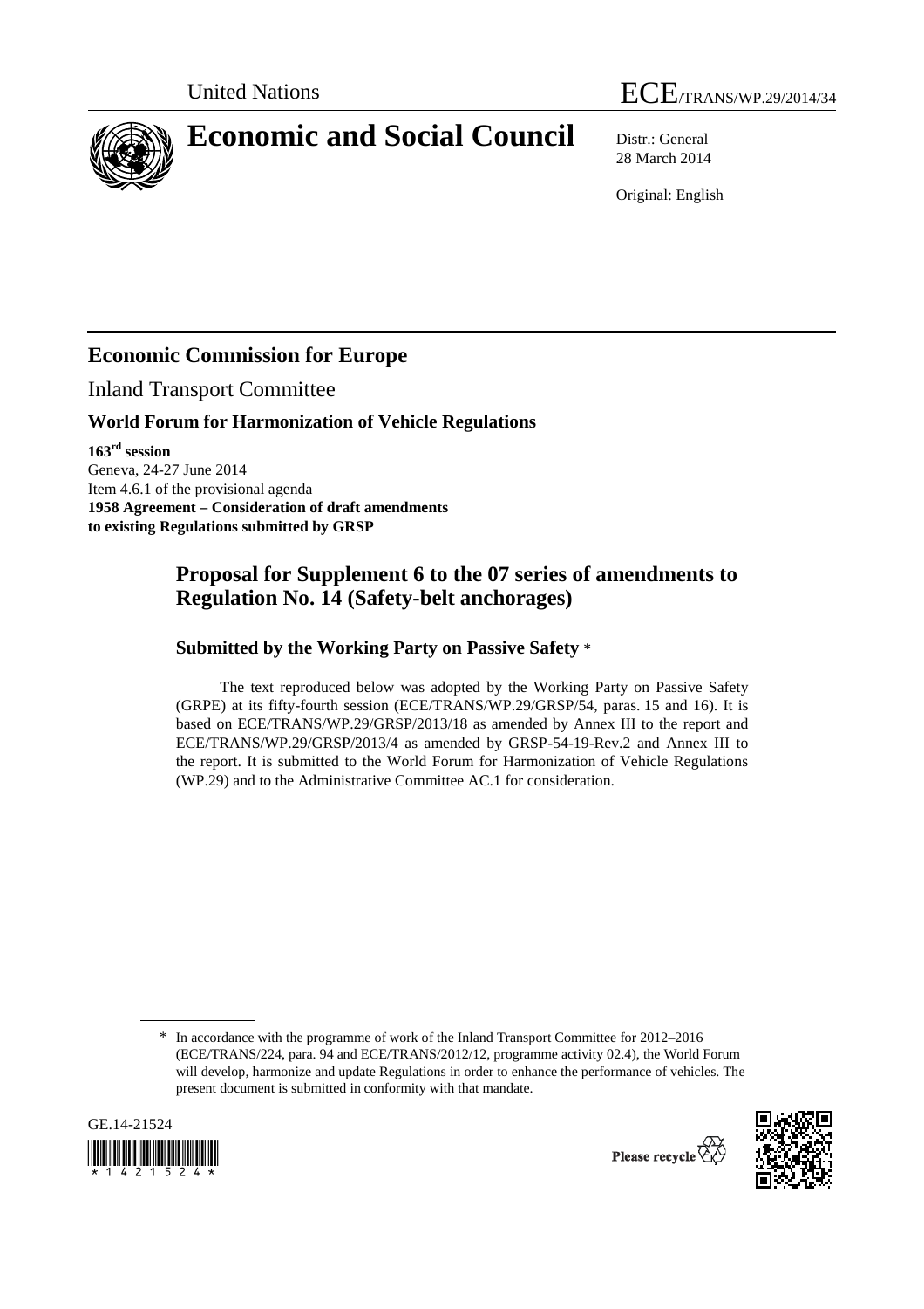United Nations ECE/TRANS/WP.29/2014/34

# Economic and Social Council

Distr.: General
28 March 2014

Original: English

## Economic Commission for Europe

Inland Transport Committee

### World Forum for Harmonization of Vehicle Regulations

**163rd session**
Geneva, 24-27 June 2014
Item 4.6.1 of the provisional agenda
**1958 Agreement – Consideration of draft amendments to existing Regulations submitted by GRSP**

## Proposal for Supplement 6 to the 07 series of amendments to Regulation No. 14 (Safety-belt anchorages)

### Submitted by the Working Party on Passive Safety *

The text reproduced below was adopted by the Working Party on Passive Safety (GRPE) at its fifty-fourth session (ECE/TRANS/WP.29/GRSP/54, paras. 15 and 16). It is based on ECE/TRANS/WP.29/GRSP/2013/18 as amended by Annex III to the report and ECE/TRANS/WP.29/GRSP/2013/4 as amended by GRSP-54-19-Rev.2 and Annex III to the report. It is submitted to the World Forum for Harmonization of Vehicle Regulations (WP.29) and to the Administrative Committee AC.1 for consideration.

* In accordance with the programme of work of the Inland Transport Committee for 2012–2016 (ECE/TRANS/224, para. 94 and ECE/TRANS/2012/12, programme activity 02.4), the World Forum will develop, harmonize and update Regulations in order to enhance the performance of vehicles. The present document is submitted in conformity with that mandate.

GE.14-21524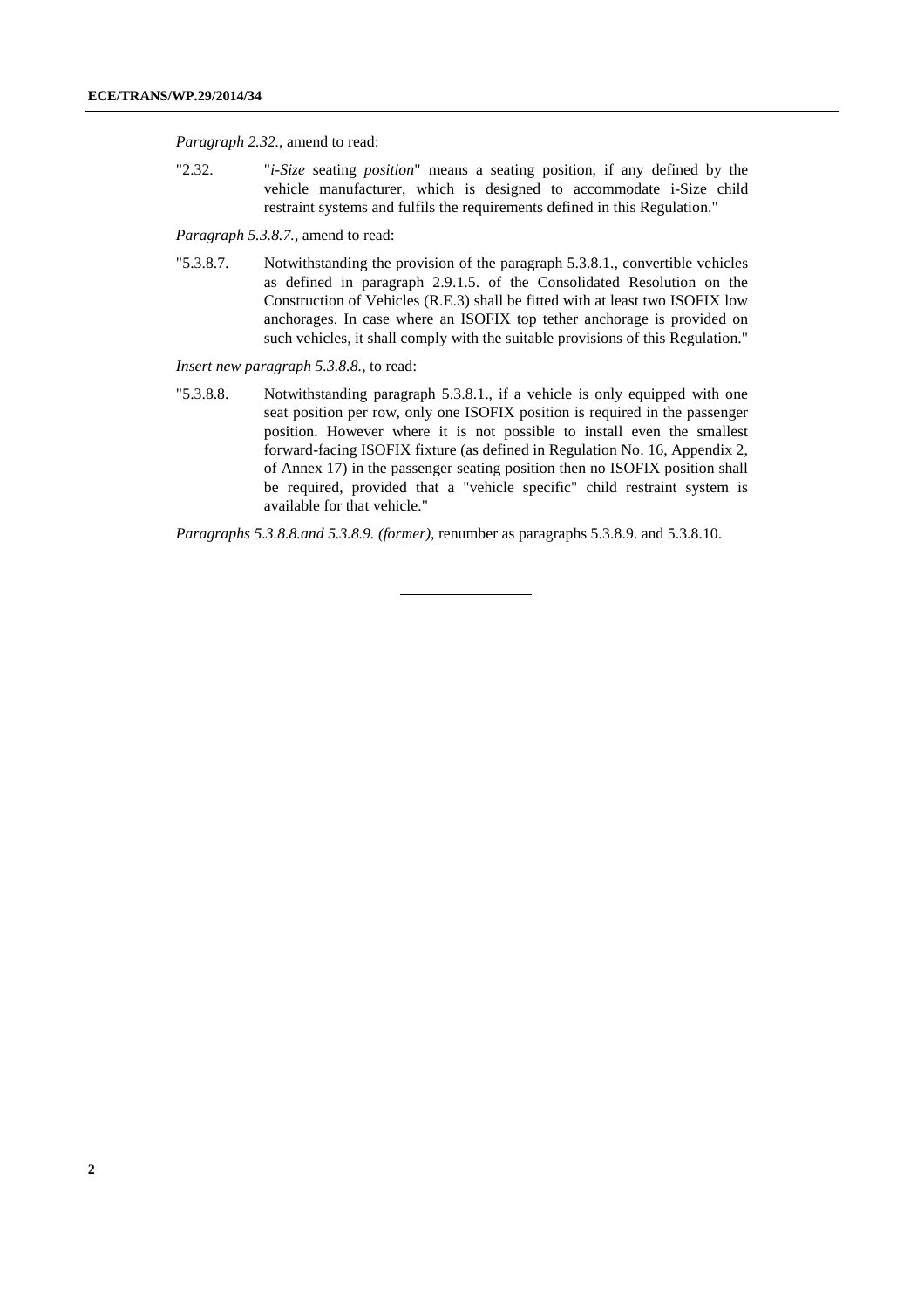*Paragraph 2.32.*, amend to read:

"2.32. "*i-Size* seating *position*" means a seating position, if any defined by the vehicle manufacturer, which is designed to accommodate i-Size child restraint systems and fulfils the requirements defined in this Regulation."

*Paragraph 5.3.8.7.*, amend to read:

"5.3.8.7. Notwithstanding the provision of the paragraph 5.3.8.1., convertible vehicles as defined in paragraph 2.9.1.5. of the Consolidated Resolution on the Construction of Vehicles (R.E.3) shall be fitted with at least two ISOFIX low anchorages. In case where an ISOFIX top tether anchorage is provided on such vehicles, it shall comply with the suitable provisions of this Regulation."

*Insert new paragraph 5.3.8.8.*, to read:

"5.3.8.8. Notwithstanding paragraph 5.3.8.1., if a vehicle is only equipped with one seat position per row, only one ISOFIX position is required in the passenger position. However where it is not possible to install even the smallest forward-facing ISOFIX fixture (as defined in Regulation No. 16, Appendix 2, of Annex 17) in the passenger seating position then no ISOFIX position shall be required, provided that a "vehicle specific" child restraint system is available for that vehicle."

*Paragraphs 5.3.8.8.and 5.3.8.9. (former),* renumber as paragraphs 5.3.8.9. and 5.3.8.10.